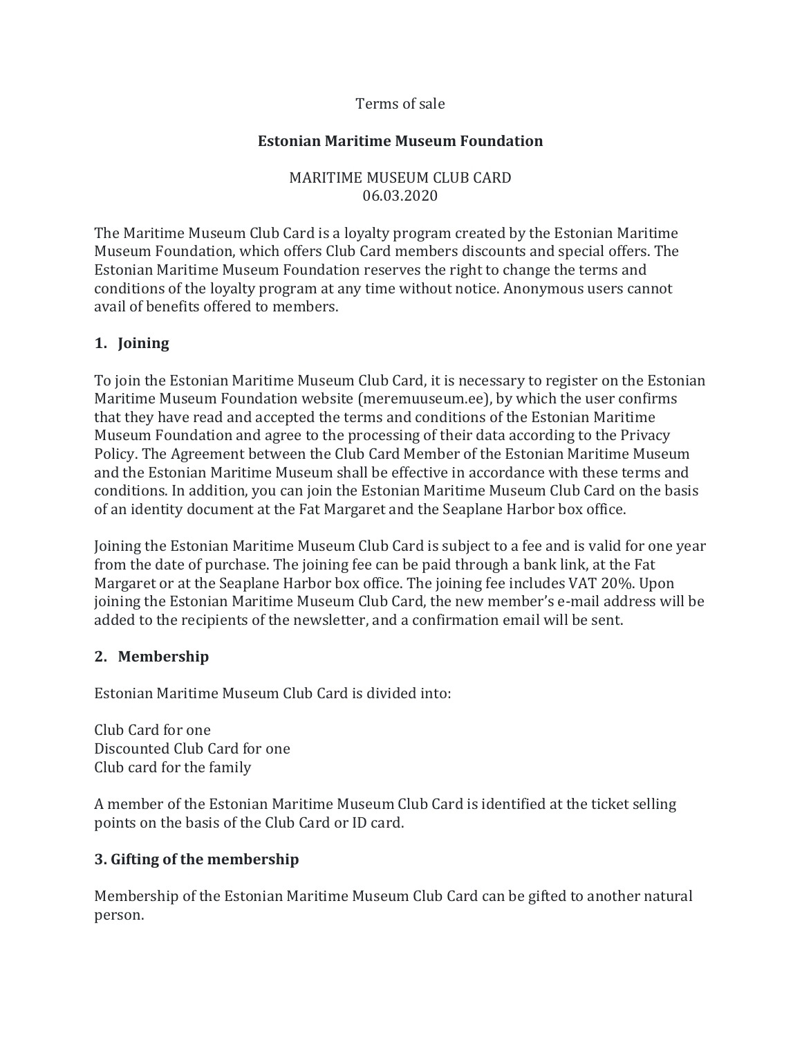Terms of sale

**Estonian Maritime Museum Foundation**

MARITIME MUSEUM CLUB CARD
06.03.2020

The Maritime Museum Club Card is a loyalty program created by the Estonian Maritime Museum Foundation, which offers Club Card members discounts and special offers. The Estonian Maritime Museum Foundation reserves the right to change the terms and conditions of the loyalty program at any time without notice. Anonymous users cannot avail of benefits offered to members.

## 1. Joining

To join the Estonian Maritime Museum Club Card, it is necessary to register on the Estonian Maritime Museum Foundation website (meremuuseum.ee), by which the user confirms that they have read and accepted the terms and conditions of the Estonian Maritime Museum Foundation and agree to the processing of their data according to the Privacy Policy. The Agreement between the Club Card Member of the Estonian Maritime Museum and the Estonian Maritime Museum shall be effective in accordance with these terms and conditions. In addition, you can join the Estonian Maritime Museum Club Card on the basis of an identity document at the Fat Margaret and the Seaplane Harbor box office.

Joining the Estonian Maritime Museum Club Card is subject to a fee and is valid for one year from the date of purchase. The joining fee can be paid through a bank link, at the Fat Margaret or at the Seaplane Harbor box office. The joining fee includes VAT 20%. Upon joining the Estonian Maritime Museum Club Card, the new member's e-mail address will be added to the recipients of the newsletter, and a confirmation email will be sent.

## 2. Membership

Estonian Maritime Museum Club Card is divided into:

Club Card for one
Discounted Club Card for one
Club card for the family

A member of the Estonian Maritime Museum Club Card is identified at the ticket selling points on the basis of the Club Card or ID card.

## 3. Gifting of the membership

Membership of the Estonian Maritime Museum Club Card can be gifted to another natural person.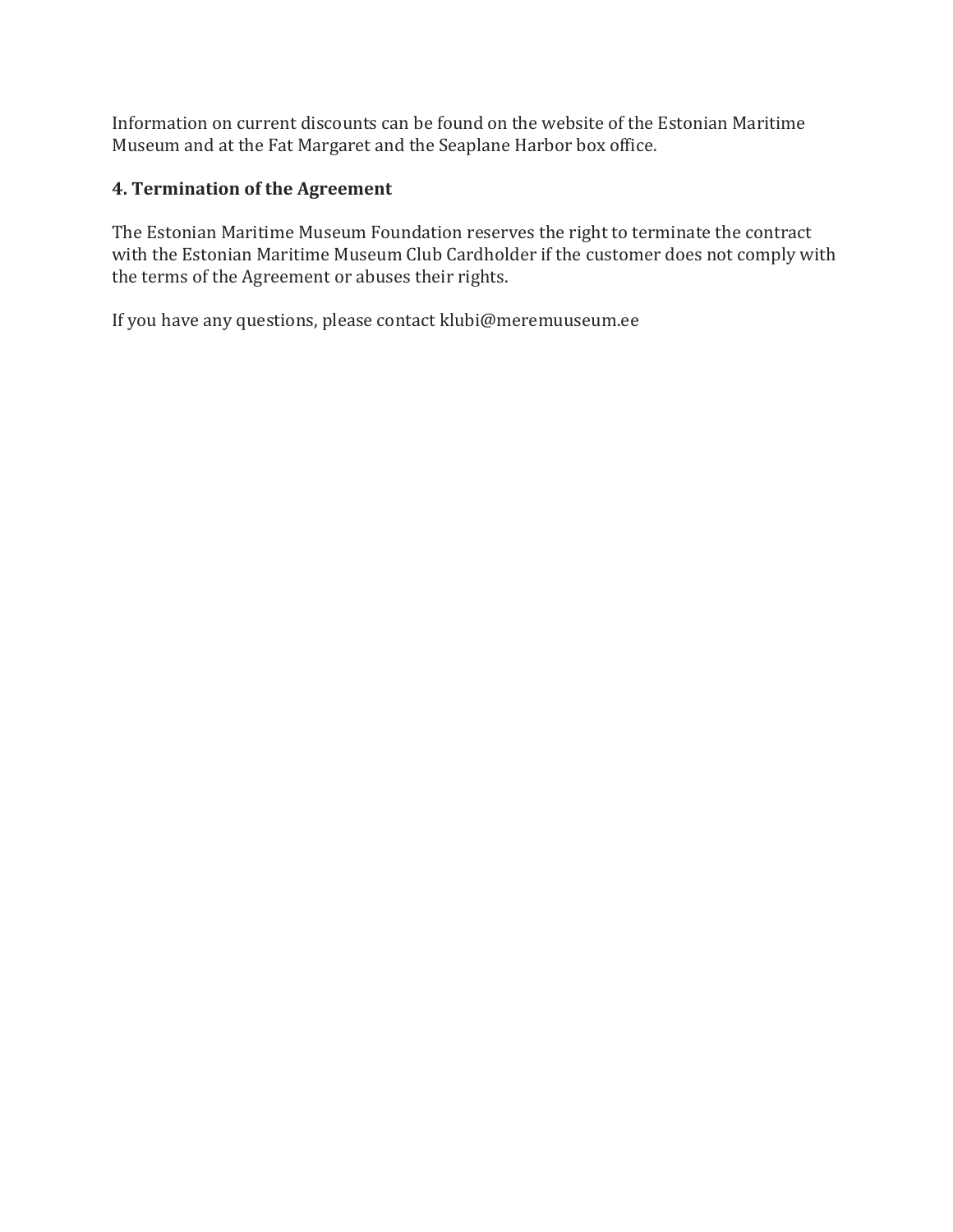Information on current discounts can be found on the website of the Estonian Maritime Museum and at the Fat Margaret and the Seaplane Harbor box office.

### 4. Termination of the Agreement

The Estonian Maritime Museum Foundation reserves the right to terminate the contract with the Estonian Maritime Museum Club Cardholder if the customer does not comply with the terms of the Agreement or abuses their rights.

If you have any questions, please contact klubi@meremuuseum.ee